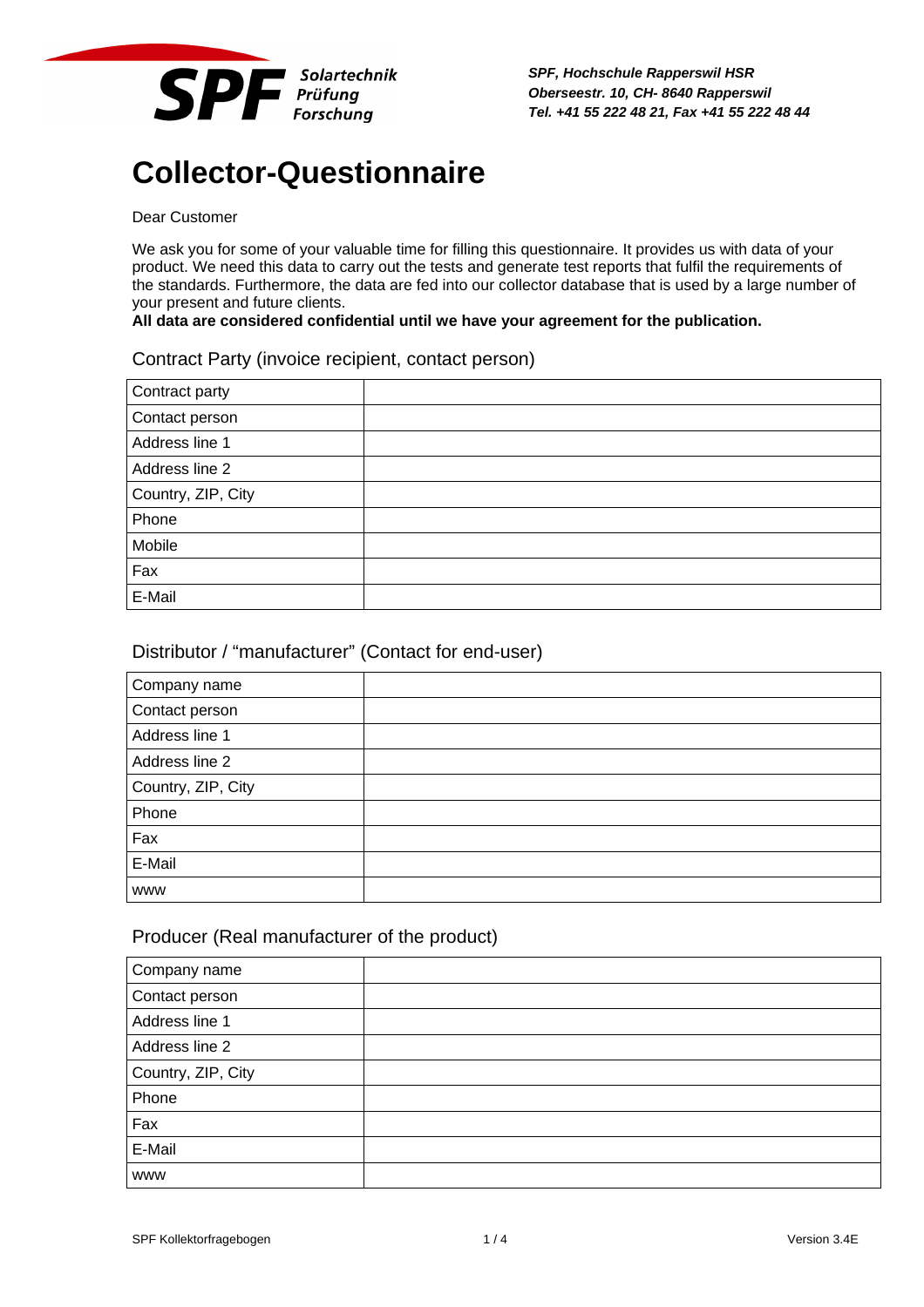SPF Solartechnik Prüfung Forschung

***SPF, Hochschule Rapperswil HSR***
***Oberseestr. 10, CH- 8640 Rapperswil***
***Tel. +41 55 222 48 21, Fax +41 55 222 48 44***

# Collector-Questionnaire

Dear Customer

We ask you for some of your valuable time for filling this questionnaire. It provides us with data of your product. We need this data to carry out the tests and generate test reports that fulfil the requirements of the standards. Furthermore, the data are fed into our collector database that is used by a large number of your present and future clients.
**All data are considered confidential until we have your agreement for the publication.**

## Contract Party (invoice recipient, contact person)

| | |
|---|---|
| Contract party | |
| Contact person | |
| Address line 1 | |
| Address line 2 | |
| Country, ZIP, City | |
| Phone | |
| Mobile | |
| Fax | |
| E-Mail | |

## Distributor / "manufacturer" (Contact for end-user)

| | |
|---|---|
| Company name | |
| Contact person | |
| Address line 1 | |
| Address line 2 | |
| Country, ZIP, City | |
| Phone | |
| Fax | |
| E-Mail | |
| www | |

## Producer (Real manufacturer of the product)

| | |
|---|---|
| Company name | |
| Contact person | |
| Address line 1 | |
| Address line 2 | |
| Country, ZIP, City | |
| Phone | |
| Fax | |
| E-Mail | |
| www | |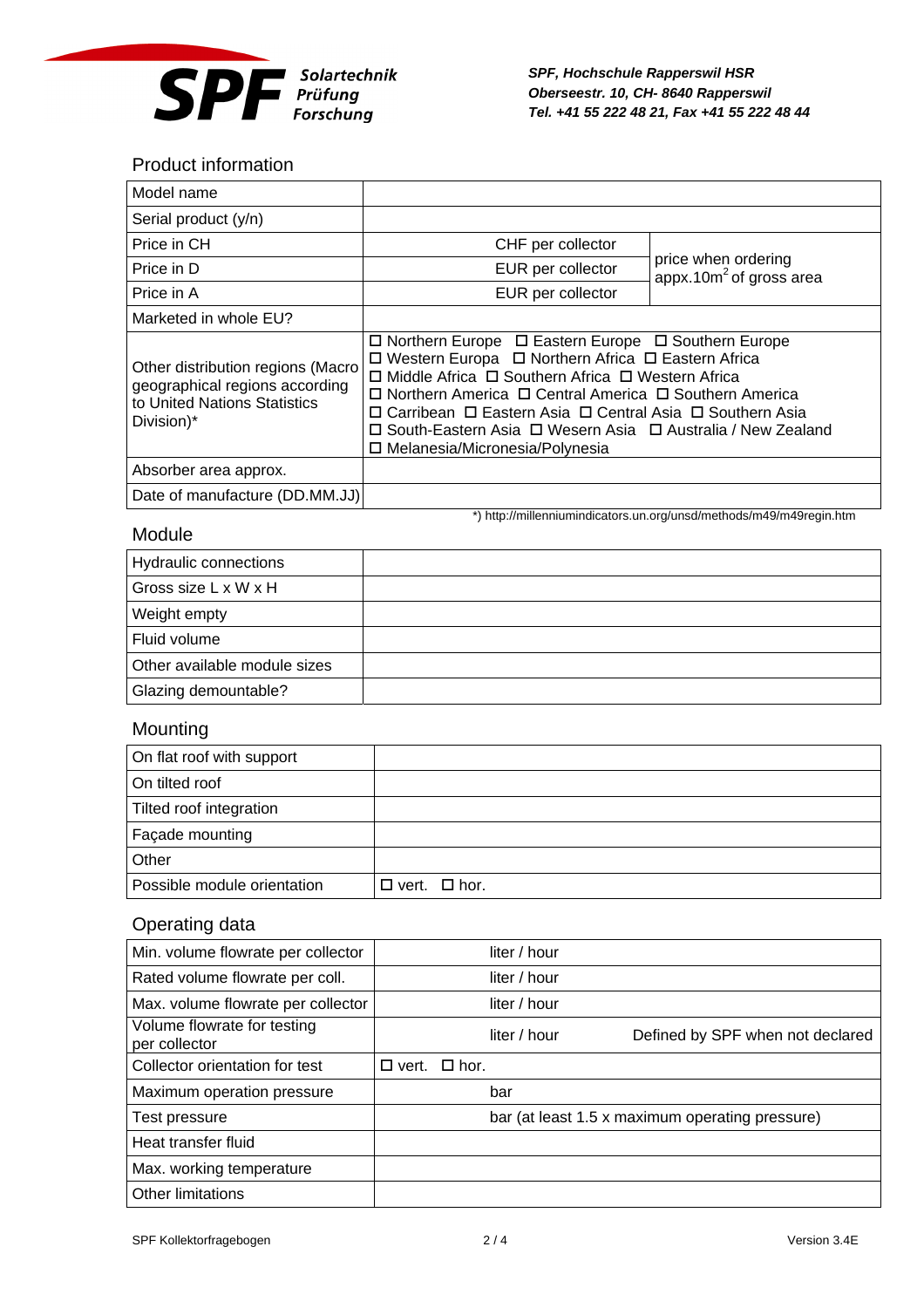## Product information

| | | |
|---|---|---|
| Model name | | |
| Serial product (y/n) | | |
| Price in CH | CHF per collector | price when ordering appx.10m$^2$ of gross area |
| Price in D | EUR per collector | |
| Price in A | EUR per collector | |
| Marketed in whole EU? | | |
| Other distribution regions (Macro geographical regions according to United Nations Statistics Division)* | ☐ Northern Europe ☐ Eastern Europe ☐ Southern Europe ☐ Western Europa ☐ Northern Africa ☐ Eastern Africa ☐ Middle Africa ☐ Southern Africa ☐ Western Africa ☐ Northern America ☐ Central America ☐ Southern America ☐ Carribean ☐ Eastern Asia ☐ Central Asia ☐ Southern Asia ☐ South-Eastern Asia ☐ Wesern Asia ☐ Australia / New Zealand ☐ Melanesia/Micronesia/Polynesia | |
| Absorber area approx. | | |
| Date of manufacture (DD.MM.JJ) | | |

*) http://millenniumindicators.un.org/unsd/methods/m49/m49regin.htm

## Module

| | |
|---|---|
| Hydraulic connections | |
| Gross size L x W x H | |
| Weight empty | |
| Fluid volume | |
| Other available module sizes | |
| Glazing demountable? | |

## Mounting

| | |
|---|---|
| On flat roof with support | |
| On tilted roof | |
| Tilted roof integration | |
| Façade mounting | |
| Other | |
| Possible module orientation | ☐ vert. ☐ hor. |

## Operating data

| | | |
|---|---|---|
| Min. volume flowrate per collector | liter / hour | |
| Rated volume flowrate per coll. | liter / hour | |
| Max. volume flowrate per collector | liter / hour | |
| Volume flowrate for testing per collector | liter / hour | Defined by SPF when not declared |
| Collector orientation for test | ☐ vert. ☐ hor. | |
| Maximum operation pressure | bar | |
| Test pressure | bar (at least 1.5 x maximum operating pressure) | |
| Heat transfer fluid | | |
| Max. working temperature | | |
| Other limitations | | |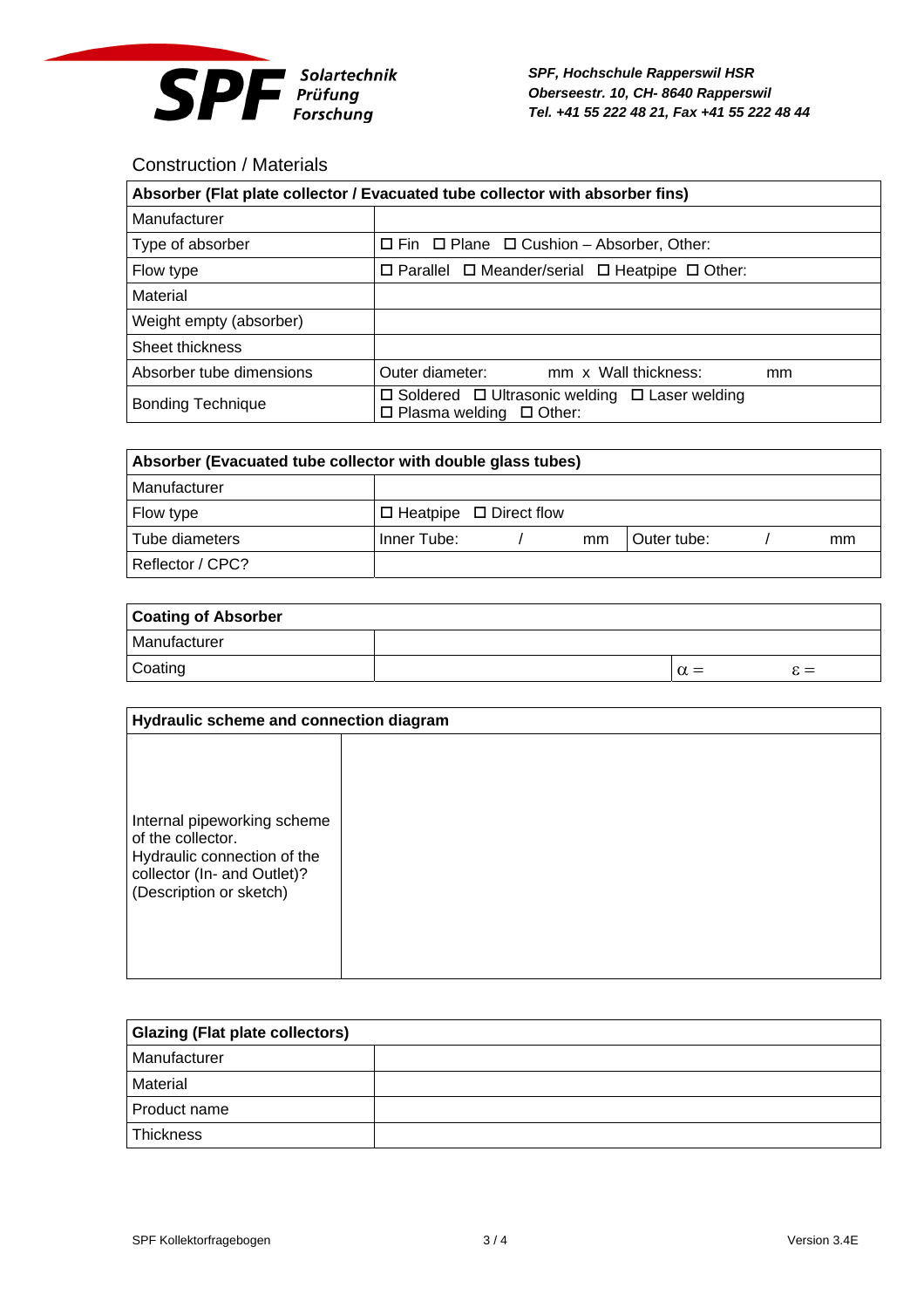## Construction / Materials

| Absorber (Flat plate collector / Evacuated tube collector with absorber fins) | |
|---|---|
| Manufacturer | |
| Type of absorber | ☐ Fin ☐ Plane ☐ Cushion – Absorber, Other: |
| Flow type | ☐ Parallel ☐ Meander/serial ☐ Heatpipe ☐ Other: |
| Material | |
| Weight empty (absorber) | |
| Sheet thickness | |
| Absorber tube dimensions | Outer diameter: mm x Wall thickness: mm |
| Bonding Technique | ☐ Soldered ☐ Ultrasonic welding ☐ Laser welding ☐ Plasma welding ☐ Other: |

| Absorber (Evacuated tube collector with double glass tubes) | | |
|---|---|---|
| Manufacturer | | |
| Flow type | ☐ Heatpipe ☐ Direct flow | |
| Tube diameters | Inner Tube: / mm | Outer tube: / mm |
| Reflector / CPC? | | |

| Coating of Absorber | | | |
|---|---|---|---|
| Manufacturer | | | |
| Coating | | $\alpha =$ | $\varepsilon =$ |

| Hydraulic scheme and connection diagram | |
|---|---|
| Internal pipeworking scheme of the collector. Hydraulic connection of the collector (In- and Outlet)? (Description or sketch) | |

| Glazing (Flat plate collectors) | |
|---|---|
| Manufacturer | |
| Material | |
| Product name | |
| Thickness | |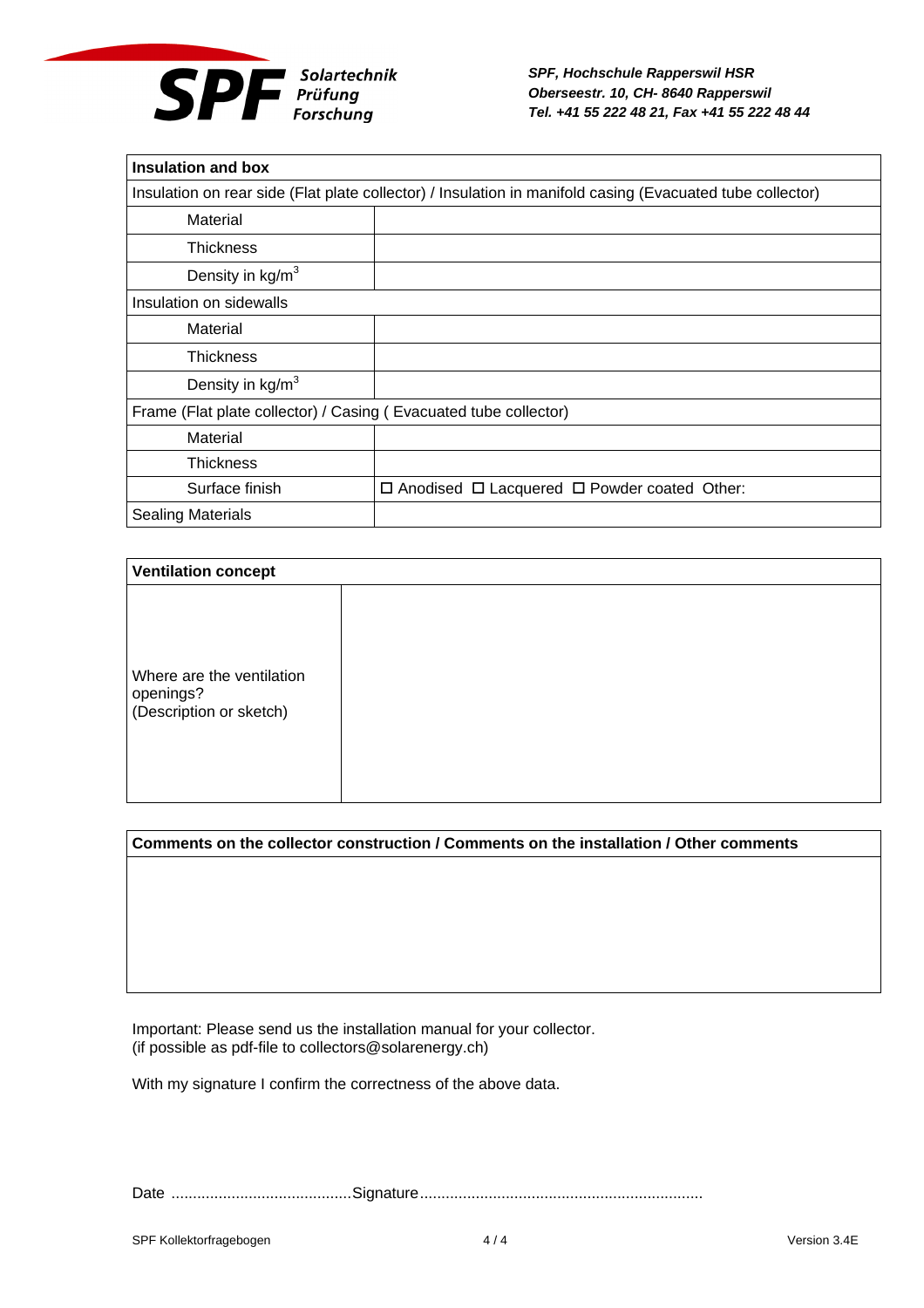| **Insulation and box** | |
|---|---|
| Insulation on rear side (Flat plate collector) / Insulation in manifold casing (Evacuated tube collector) | |
| Material | |
| Thickness | |
| Density in kg/$m^3$ | |
| Insulation on sidewalls | |
| Material | |
| Thickness | |
| Density in kg/$m^3$ | |
| Frame (Flat plate collector) / Casing ( Evacuated tube collector) | |
| Material | |
| Thickness | |
| Surface finish | ☐ Anodised ☐ Lacquered ☐ Powder coated Other: |
| Sealing Materials | |

| **Ventilation concept** | |
|---|---|
| Where are the ventilation openings? (Description or sketch) | |

| **Comments on the collector construction / Comments on the installation / Other comments** |
|---|
| |

Important: Please send us the installation manual for your collector.
(if possible as pdf-file to collectors@solarenergy.ch)

With my signature I confirm the correctness of the above data.

Date ..........................................Signature..................................................................